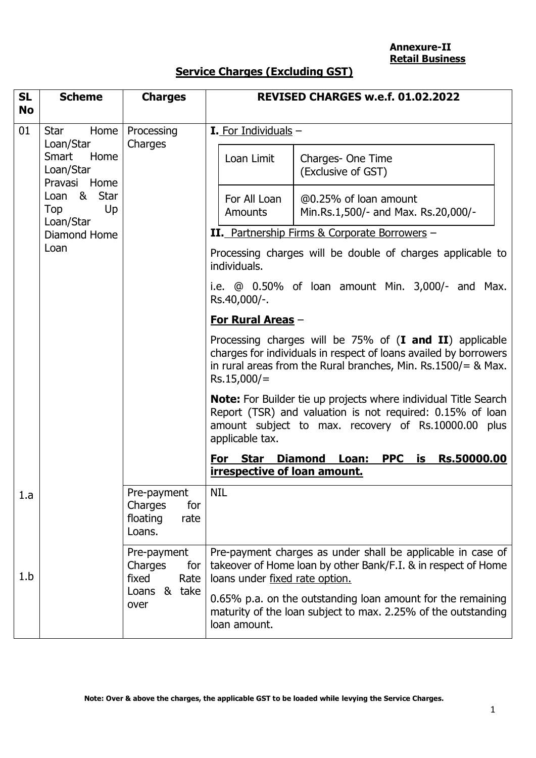**Annexure-II**
**Retail Business**

## Service Charges (Excluding GST)

| SL No | Scheme | Charges | REVISED CHARGES w.e.f. 01.02.2022 |
|---|---|---|---|
| 01 | Star Home Loan/Star Smart Home Loan/Star Pravasi Home Loan & Star Top Up Loan/Star Diamond Home Loan | Processing Charges | **I.** For Individuals – <br><br> Loan Limit: For All Loan Amounts — Charges- One Time (Exclusive of GST): @0.25% of loan amount Min.Rs.1,500/- and Max. Rs.20,000/- <br><br> **II.** Partnership Firms & Corporate Borrowers – <br><br> Processing charges will be double of charges applicable to individuals. <br><br> i.e. @ 0.50% of loan amount Min. 3,000/- and Max. Rs.40,000/-. <br><br> **For Rural Areas** – <br><br> Processing charges will be 75% of (**I and II**) applicable charges for individuals in respect of loans availed by borrowers in rural areas from the Rural branches, Min. Rs.1500/= & Max. Rs.15,000/= <br><br> **Note:** For Builder tie up projects where individual Title Search Report (TSR) and valuation is not required: 0.15% of loan amount subject to max. recovery of Rs.10000.00 plus applicable tax. <br><br> **For Star Diamond Loan: PPC is Rs.50000.00 irrespective of loan amount.** |
| 1.a | | Pre-payment Charges for floating rate Loans. | NIL |
| 1.b | | Pre-payment Charges for fixed Rate Loans & take over | Pre-payment charges as under shall be applicable in case of takeover of Home loan by other Bank/F.I. & in respect of Home loans under fixed rate option. <br><br> 0.65% p.a. on the outstanding loan amount for the remaining maturity of the loan subject to max. 2.25% of the outstanding loan amount. |

**Note: Over & above the charges, the applicable GST to be loaded while levying the Service Charges.**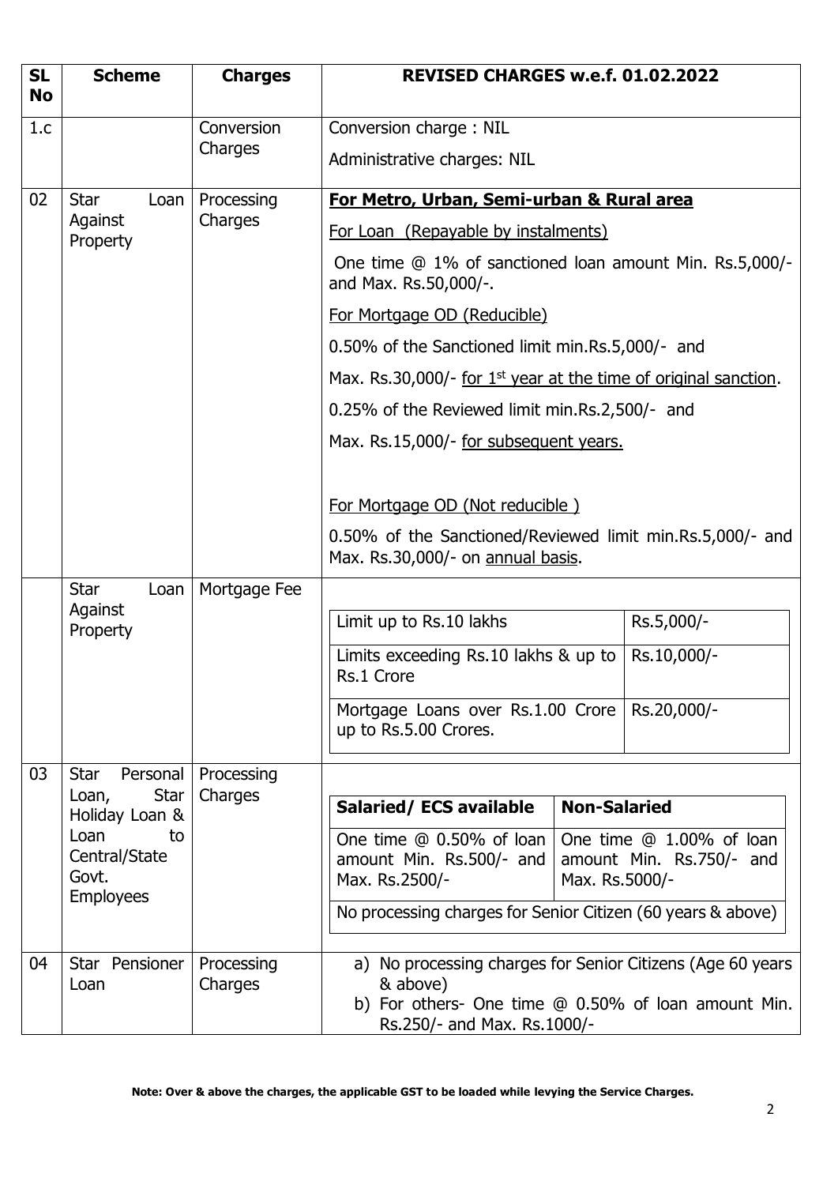| SL No | Scheme | Charges | REVISED CHARGES w.e.f. 01.02.2022 |
|---|---|---|---|
| 1.c | | Conversion Charges | Conversion charge : NIL<br>Administrative charges: NIL |
| 02 | Star Loan Against Property | Processing Charges | **For Metro, Urban, Semi-urban & Rural area**<br>For Loan (Repayable by instalments)<br>One time @ 1% of sanctioned loan amount Min. Rs.5,000/- and Max. Rs.50,000/-.<br>For Mortgage OD (Reducible)<br>0.50% of the Sanctioned limit min.Rs.5,000/- and<br>Max. Rs.30,000/- for 1st year at the time of original sanction.<br>0.25% of the Reviewed limit min.Rs.2,500/- and<br>Max. Rs.15,000/- for subsequent years.<br>For Mortgage OD (Not reducible )<br>0.50% of the Sanctioned/Reviewed limit min.Rs.5,000/- and Max. Rs.30,000/- on annual basis. |
| | Star Loan Against Property | Mortgage Fee | Limit up to Rs.10 lakhs: Rs.5,000/-<br>Limits exceeding Rs.10 lakhs & up to Rs.1 Crore: Rs.10,000/-<br>Mortgage Loans over Rs.1.00 Crore up to Rs.5.00 Crores.: Rs.20,000/- |
| 03 | Star Personal Loan, Star Holiday Loan & Loan to Central/State Govt. Employees | Processing Charges | **Salaried/ ECS available**: One time @ 0.50% of loan amount Min. Rs.500/- and Max. Rs.2500/-<br>**Non-Salaried**: One time @ 1.00% of loan amount Min. Rs.750/- and Max. Rs.5000/-<br>No processing charges for Senior Citizen (60 years & above) |
| 04 | Star Pensioner Loan | Processing Charges | a) No processing charges for Senior Citizens (Age 60 years & above)<br>b) For others- One time @ 0.50% of loan amount Min. Rs.250/- and Max. Rs.1000/- |

**Note: Over & above the charges, the applicable GST to be loaded while levying the Service Charges.**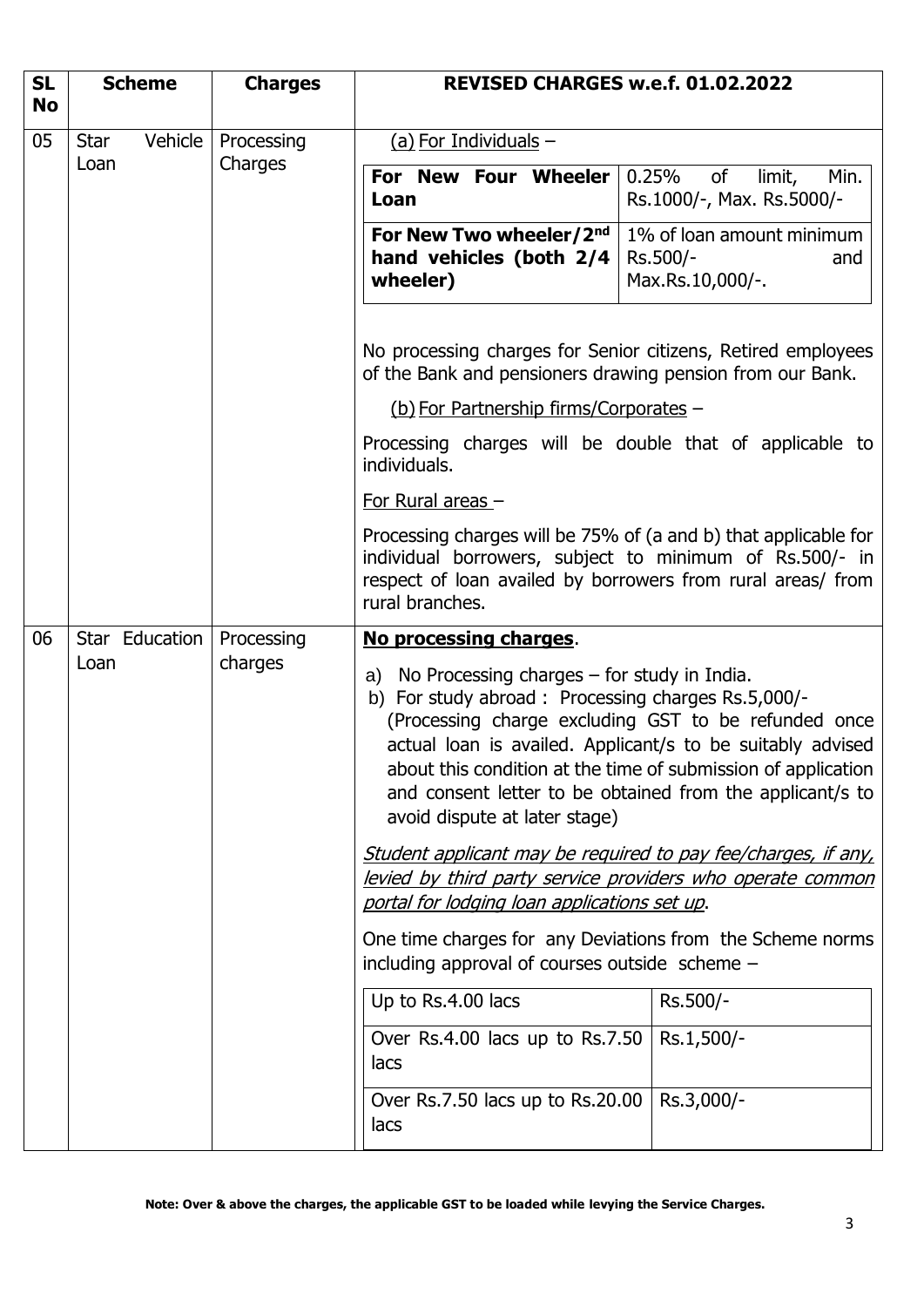| SL No | Scheme | Charges | REVISED CHARGES w.e.f. 01.02.2022 |
|---|---|---|---|
| 05 | Star Vehicle Loan | Processing Charges | (a) For Individuals – <br><br> **For New Four Wheeler Loan**: 0.25% of limit, Min. Rs.1000/-, Max. Rs.5000/- <br><br> **For New Two wheeler/2nd hand vehicles (both 2/4 wheeler)**: 1% of loan amount minimum Rs.500/- and Max.Rs.10,000/-. <br><br> No processing charges for Senior citizens, Retired employees of the Bank and pensioners drawing pension from our Bank. <br><br> (b) For Partnership firms/Corporates – <br><br> Processing charges will be double that of applicable to individuals. <br><br> For Rural areas – <br><br> Processing charges will be 75% of (a and b) that applicable for individual borrowers, subject to minimum of Rs.500/- in respect of loan availed by borrowers from rural areas/ from rural branches. |
| 06 | Star Education Loan | Processing charges | **No processing charges**. <br><br> a) No Processing charges – for study in India. <br> b) For study abroad : Processing charges Rs.5,000/- (Processing charge excluding GST to be refunded once actual loan is availed. Applicant/s to be suitably advised about this condition at the time of submission of application and consent letter to be obtained from the applicant/s to avoid dispute at later stage) <br><br> *Student applicant may be required to pay fee/charges, if any, levied by third party service providers who operate common portal for lodging loan applications set up*. <br><br> One time charges for any Deviations from the Scheme norms including approval of courses outside scheme – <br><br> Up to Rs.4.00 lacs: Rs.500/- <br> Over Rs.4.00 lacs up to Rs.7.50 lacs: Rs.1,500/- <br> Over Rs.7.50 lacs up to Rs.20.00 lacs: Rs.3,000/- |

**Note: Over & above the charges, the applicable GST to be loaded while levying the Service Charges.**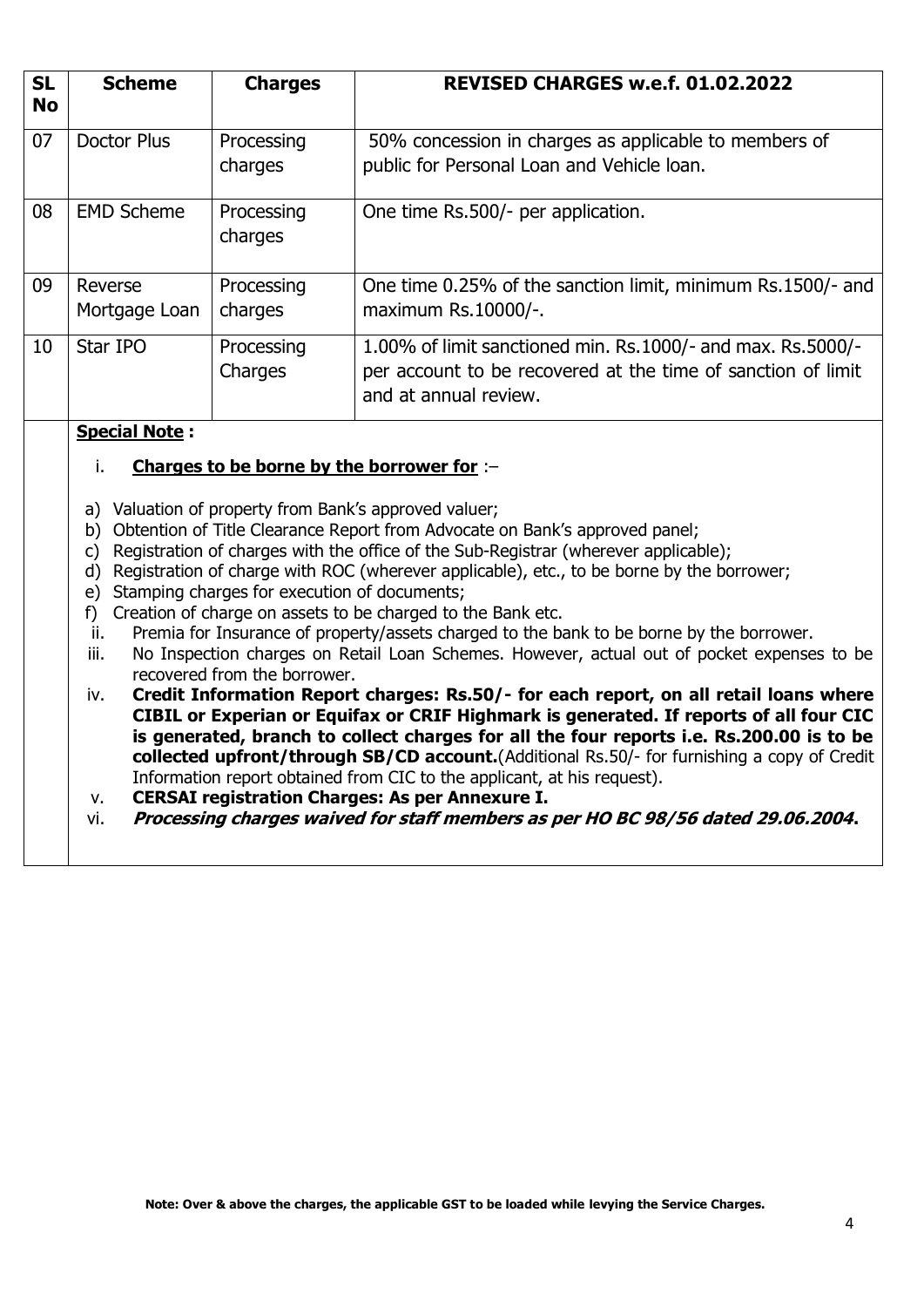| SL No | Scheme | Charges | REVISED CHARGES w.e.f. 01.02.2022 |
|---|---|---|---|
| 07 | Doctor Plus | Processing charges | 50% concession in charges as applicable to members of public for Personal Loan and Vehicle loan. |
| 08 | EMD Scheme | Processing charges | One time Rs.500/- per application. |
| 09 | Reverse Mortgage Loan | Processing charges | One time 0.25% of the sanction limit, minimum Rs.1500/- and maximum Rs.10000/-. |
| 10 | Star IPO | Processing Charges | 1.00% of limit sanctioned min. Rs.1000/- and max. Rs.5000/- per account to be recovered at the time of sanction of limit and at annual review. |

**Special Note :**

i. **Charges to be borne by the borrower for** :–

a) Valuation of property from Bank's approved valuer;
b) Obtention of Title Clearance Report from Advocate on Bank's approved panel;
c) Registration of charges with the office of the Sub-Registrar (wherever applicable);
d) Registration of charge with ROC (wherever applicable), etc., to be borne by the borrower;
e) Stamping charges for execution of documents;
f) Creation of charge on assets to be charged to the Bank etc.

ii. Premia for Insurance of property/assets charged to the bank to be borne by the borrower.

iii. No Inspection charges on Retail Loan Schemes. However, actual out of pocket expenses to be recovered from the borrower.

iv. **Credit Information Report charges: Rs.50/- for each report, on all retail loans where CIBIL or Experian or Equifax or CRIF Highmark is generated. If reports of all four CIC is generated, branch to collect charges for all the four reports i.e. Rs.200.00 is to be collected upfront/through SB/CD account.**(Additional Rs.50/- for furnishing a copy of Credit Information report obtained from CIC to the applicant, at his request).

v. **CERSAI registration Charges: As per Annexure I.**

vi. ***Processing charges waived for staff members as per HO BC 98/56 dated 29.06.2004*.**

**Note: Over & above the charges, the applicable GST to be loaded while levying the Service Charges.**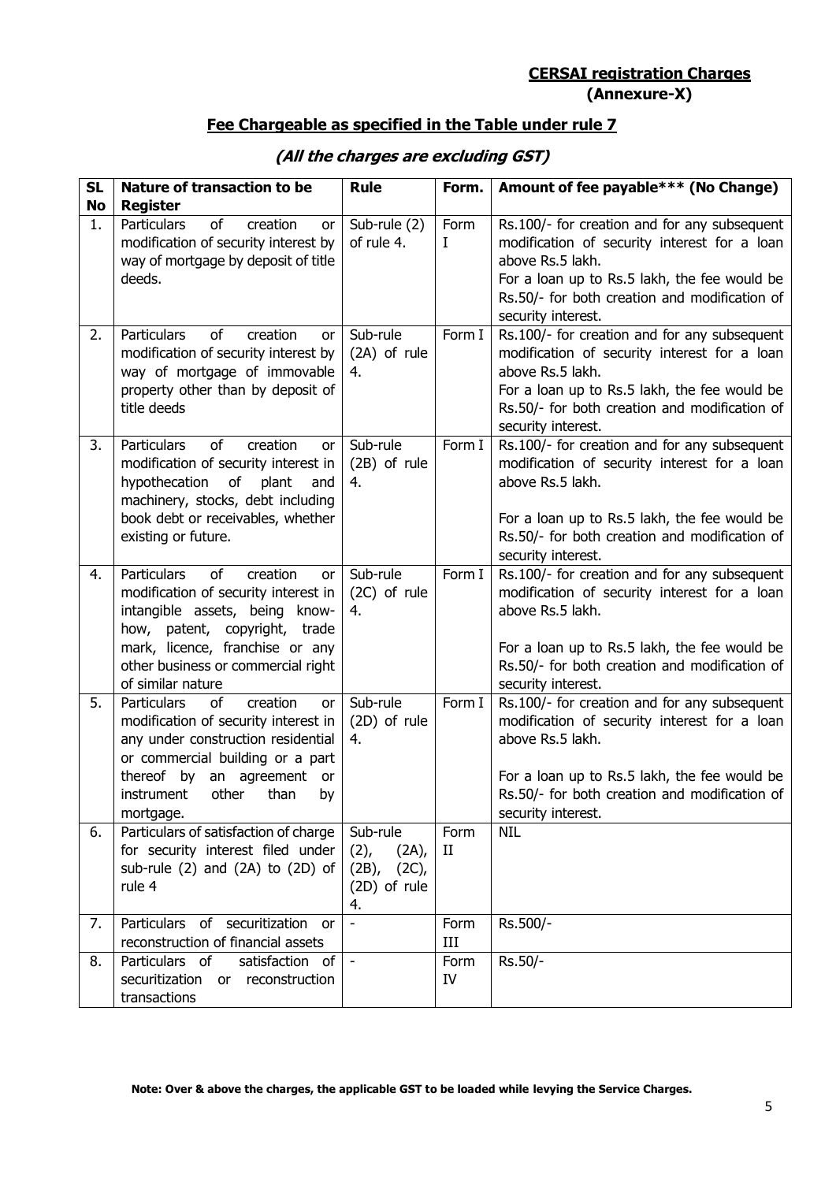**CERSAI registration Charges**
**(Annexure-X)**

## Fee Chargeable as specified in the Table under rule 7

***(All the charges are excluding GST)***

| SL No | Nature of transaction to be Register | Rule | Form. | Amount of fee payable*** (No Change) |
|---|---|---|---|---|
| 1. | Particulars of creation or modification of security interest by way of mortgage by deposit of title deeds. | Sub-rule (2) of rule 4. | Form I | Rs.100/- for creation and for any subsequent modification of security interest for a loan above Rs.5 lakh.<br>For a loan up to Rs.5 lakh, the fee would be Rs.50/- for both creation and modification of security interest. |
| 2. | Particulars of creation or modification of security interest by way of mortgage of immovable property other than by deposit of title deeds | Sub-rule (2A) of rule 4. | Form I | Rs.100/- for creation and for any subsequent modification of security interest for a loan above Rs.5 lakh.<br>For a loan up to Rs.5 lakh, the fee would be Rs.50/- for both creation and modification of security interest. |
| 3. | Particulars of creation or modification of security interest in hypothecation of plant and machinery, stocks, debt including book debt or receivables, whether existing or future. | Sub-rule (2B) of rule 4. | Form I | Rs.100/- for creation and for any subsequent modification of security interest for a loan above Rs.5 lakh.<br>For a loan up to Rs.5 lakh, the fee would be Rs.50/- for both creation and modification of security interest. |
| 4. | Particulars of creation or modification of security interest in intangible assets, being know-how, patent, copyright, trade mark, licence, franchise or any other business or commercial right of similar nature | Sub-rule (2C) of rule 4. | Form I | Rs.100/- for creation and for any subsequent modification of security interest for a loan above Rs.5 lakh.<br>For a loan up to Rs.5 lakh, the fee would be Rs.50/- for both creation and modification of security interest. |
| 5. | Particulars of creation or modification of security interest in any under construction residential or commercial building or a part thereof by an agreement or instrument other than by mortgage. | Sub-rule (2D) of rule 4. | Form I | Rs.100/- for creation and for any subsequent modification of security interest for a loan above Rs.5 lakh.<br>For a loan up to Rs.5 lakh, the fee would be Rs.50/- for both creation and modification of security interest. |
| 6. | Particulars of satisfaction of charge for security interest filed under sub-rule (2) and (2A) to (2D) of rule 4 | Sub-rule (2), (2A), (2B), (2C), (2D) of rule 4. | Form II | NIL |
| 7. | Particulars of securitization or reconstruction of financial assets | - | Form III | Rs.500/- |
| 8. | Particulars of satisfaction of securitization or reconstruction transactions | - | Form IV | Rs.50/- |

**Note: Over & above the charges, the applicable GST to be loaded while levying the Service Charges.**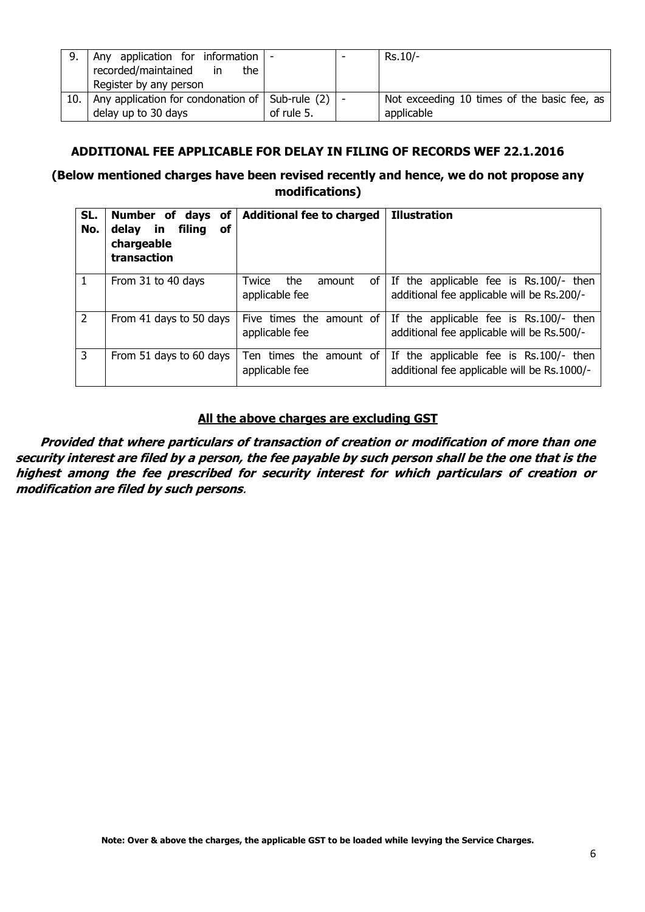| | | | | |
|---|---|---|---|---|
| 9. | Any application for information recorded/maintained in the Register by any person | - | - | Rs.10/- |
| 10. | Any application for condonation of delay up to 30 days | Sub-rule (2) of rule 5. | - | Not exceeding 10 times of the basic fee, as applicable |

## ADDITIONAL FEE APPLICABLE FOR DELAY IN FILING OF RECORDS WEF 22.1.2016

### (Below mentioned charges have been revised recently and hence, we do not propose any modifications)

| SL. No. | Number of days of delay in filing of chargeable transaction | Additional fee to charged | Illustration |
|---|---|---|---|
| 1 | From 31 to 40 days | Twice the amount of applicable fee | If the applicable fee is Rs.100/- then additional fee applicable will be Rs.200/- |
| 2 | From 41 days to 50 days | Five times the amount of applicable fee | If the applicable fee is Rs.100/- then additional fee applicable will be Rs.500/- |
| 3 | From 51 days to 60 days | Ten times the amount of applicable fee | If the applicable fee is Rs.100/- then additional fee applicable will be Rs.1000/- |

**All the above charges are excluding GST**

***Provided that where particulars of transaction of creation or modification of more than one security interest are filed by a person, the fee payable by such person shall be the one that is the highest among the fee prescribed for security interest for which particulars of creation or modification are filed by such persons.***

**Note: Over & above the charges, the applicable GST to be loaded while levying the Service Charges.**